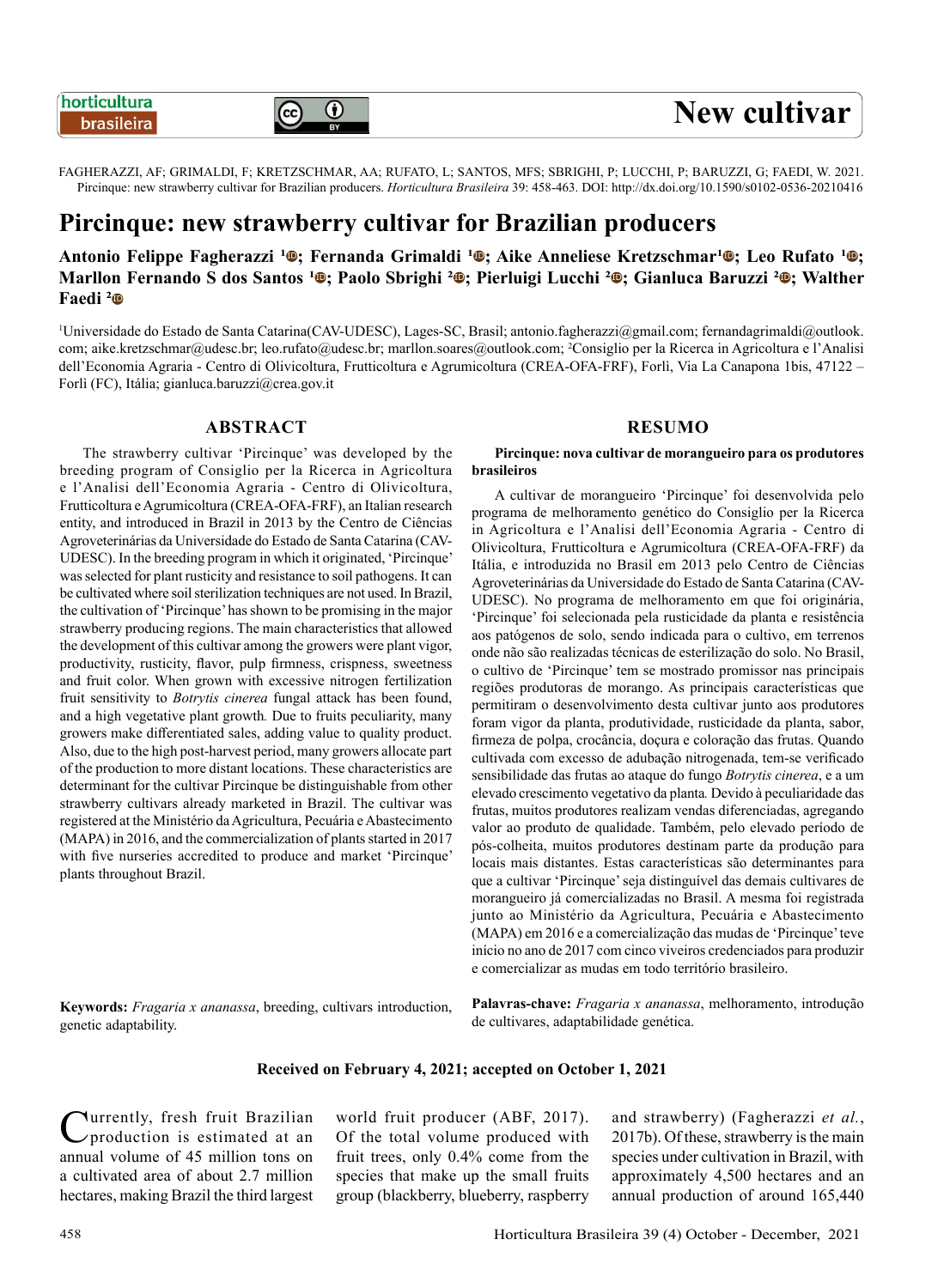New cultivar

FAGHERAZZI, AF; GRIMALDI, F; KRETZSCHMAR, AA; RUFATO, L; SANTOS, MFS; SBRIGHI, P; LUCCHI, P; BARUZZI, G; FAEDI, W. 2021. Pircinque: new strawberry cultivar for Brazilian producers. *Horticultura Brasileira* 39: 458-463. DOI: http://dx.doi.org/10.1590/s0102-0536-20210416

# Pircinque: new strawberry cultivar for Brazilian producers

**Antonio Felippe Fagherazzi [1]; Fernanda Grimaldi [1]; Aike Anneliese Kretzschmar[1]; Leo Rufato [1]; Marllon Fernando S dos Santos [1]; Paolo Sbrighi [2]; Pierluigi Lucchi [2]; Gianluca Baruzzi [2]; Walther Faedi [2]**

[1]Universidade do Estado de Santa Catarina(CAV-UDESC), Lages-SC, Brasil; antonio.fagherazzi@gmail.com; fernandagrimaldi@outlook.com; aike.kretzschmar@udesc.br; leo.rufato@udesc.br; marllon.soares@outlook.com; [2]Consiglio per la Ricerca in Agricoltura e l'Analisi dell'Economia Agraria - Centro di Olivicoltura, Frutticoltura e Agrumicoltura (CREA-OFA-FRF), Forlì, Via La Canapona 1bis, 47122 – Forlì (FC), Itália; gianluca.baruzzi@crea.gov.it

## ABSTRACT

The strawberry cultivar 'Pircinque' was developed by the breeding program of Consiglio per la Ricerca in Agricoltura e l'Analisi dell'Economia Agraria - Centro di Olivicoltura, Frutticoltura e Agrumicoltura (CREA-OFA-FRF), an Italian research entity, and introduced in Brazil in 2013 by the Centro de Ciências Agroveterinárias da Universidade do Estado de Santa Catarina (CAV-UDESC). In the breeding program in which it originated, 'Pircinque' was selected for plant rusticity and resistance to soil pathogens. It can be cultivated where soil sterilization techniques are not used. In Brazil, the cultivation of 'Pircinque' has shown to be promising in the major strawberry producing regions. The main characteristics that allowed the development of this cultivar among the growers were plant vigor, productivity, rusticity, flavor, pulp firmness, crispness, sweetness and fruit color. When grown with excessive nitrogen fertilization fruit sensitivity to *Botrytis cinerea* fungal attack has been found, and a high vegetative plant growth. Due to fruits peculiarity, many growers make differentiated sales, adding value to quality product. Also, due to the high post-harvest period, many growers allocate part of the production to more distant locations. These characteristics are determinant for the cultivar Pircinque be distinguishable from other strawberry cultivars already marketed in Brazil. The cultivar was registered at the Ministério da Agricultura, Pecuária e Abastecimento (MAPA) in 2016, and the commercialization of plants started in 2017 with five nurseries accredited to produce and market 'Pircinque' plants throughout Brazil.

**Keywords:** *Fragaria x ananassa*, breeding, cultivars introduction, genetic adaptability.

## RESUMO

**Pircinque: nova cultivar de morangueiro para os produtores brasileiros**

A cultivar de morangueiro 'Pircinque' foi desenvolvida pelo programa de melhoramento genético do Consiglio per la Ricerca in Agricoltura e l'Analisi dell'Economia Agraria - Centro di Olivicoltura, Frutticoltura e Agrumicoltura (CREA-OFA-FRF) da Itália, e introduzida no Brasil em 2013 pelo Centro de Ciências Agroveterinárias da Universidade do Estado de Santa Catarina (CAV-UDESC). No programa de melhoramento em que foi originária, 'Pircinque' foi selecionada pela rusticidade da planta e resistência aos patógenos de solo, sendo indicada para o cultivo, em terrenos onde não são realizadas técnicas de esterilização do solo. No Brasil, o cultivo de 'Pircinque' tem se mostrado promissor nas principais regiões produtoras de morango. As principais características que permitiram o desenvolvimento desta cultivar junto aos produtores foram vigor da planta, produtividade, rusticidade da planta, sabor, firmeza de polpa, crocância, doçura e coloração das frutas. Quando cultivada com excesso de adubação nitrogenada, tem-se verificado sensibilidade das frutas ao ataque do fungo *Botrytis cinerea*, e a um elevado crescimento vegetativo da planta. Devido à peculiaridade das frutas, muitos produtores realizam vendas diferenciadas, agregando valor ao produto de qualidade. Também, pelo elevado período de pós-colheita, muitos produtores destinam parte da produção para locais mais distantes. Estas características são determinantes para que a cultivar 'Pircinque' seja distinguível das demais cultivares de morangueiro já comercializadas no Brasil. A mesma foi registrada junto ao Ministério da Agricultura, Pecuária e Abastecimento (MAPA) em 2016 e a comercialização das mudas de 'Pircinque' teve início no ano de 2017 com cinco viveiros credenciados para produzir e comercializar as mudas em todo território brasileiro.

**Palavras-chave:** *Fragaria x ananassa*, melhoramento, introdução de cultivares, adaptabilidade genética.

**Received on February 4, 2021; accepted on October 1, 2021**

Currently, fresh fruit Brazilian production is estimated at an annual volume of 45 million tons on a cultivated area of about 2.7 million hectares, making Brazil the third largest world fruit producer (ABF, 2017). Of the total volume produced with fruit trees, only 0.4% come from the species that make up the small fruits group (blackberry, blueberry, raspberry and strawberry) (Fagherazzi *et al.*, 2017b). Of these, strawberry is the main species under cultivation in Brazil, with approximately 4,500 hectares and an annual production of around 165,440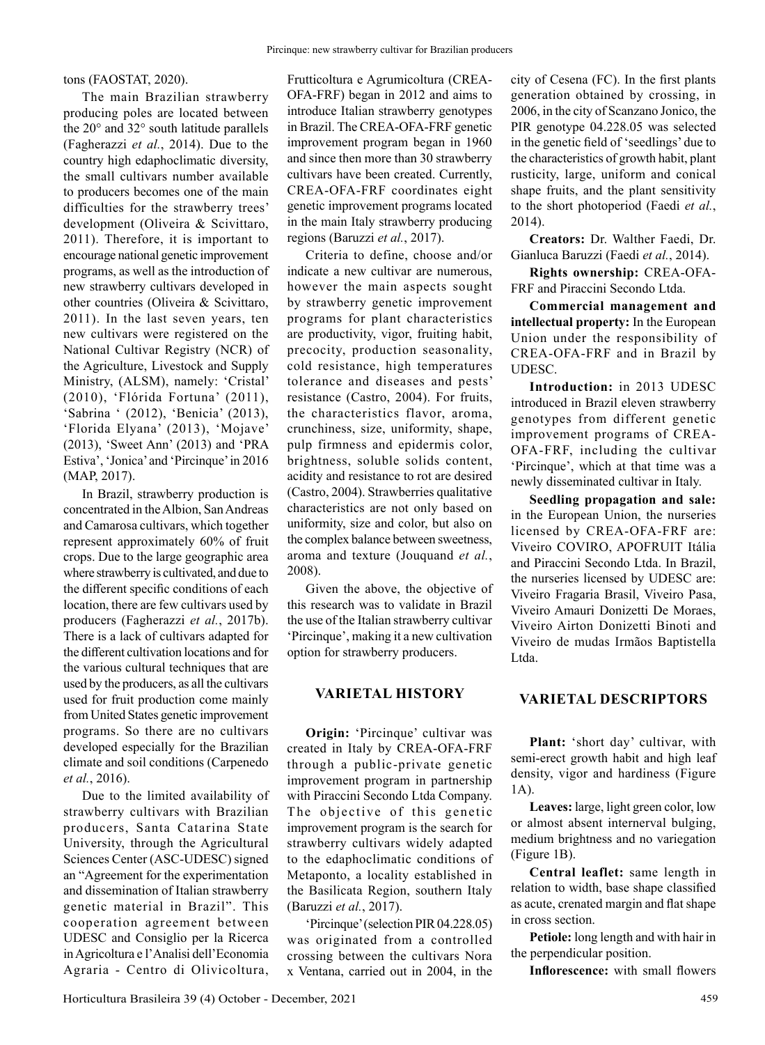tons (FAOSTAT, 2020).

The main Brazilian strawberry producing poles are located between the 20° and 32° south latitude parallels (Fagherazzi *et al.*, 2014). Due to the country high edaphoclimatic diversity, the small cultivars number available to producers becomes one of the main difficulties for the strawberry trees' development (Oliveira & Scivittaro, 2011). Therefore, it is important to encourage national genetic improvement programs, as well as the introduction of new strawberry cultivars developed in other countries (Oliveira & Scivittaro, 2011). In the last seven years, ten new cultivars were registered on the National Cultivar Registry (NCR) of the Agriculture, Livestock and Supply Ministry, (ALSM), namely: 'Cristal' (2010), 'Flórida Fortuna' (2011), 'Sabrina ' (2012), 'Benicia' (2013), 'Florida Elyana' (2013), 'Mojave' (2013), 'Sweet Ann' (2013) and 'PRA Estiva', 'Jonica' and 'Pircinque' in 2016 (MAP, 2017).

In Brazil, strawberry production is concentrated in the Albion, San Andreas and Camarosa cultivars, which together represent approximately 60% of fruit crops. Due to the large geographic area where strawberry is cultivated, and due to the different specific conditions of each location, there are few cultivars used by producers (Fagherazzi *et al.*, 2017b). There is a lack of cultivars adapted for the different cultivation locations and for the various cultural techniques that are used by the producers, as all the cultivars used for fruit production come mainly from United States genetic improvement programs. So there are no cultivars developed especially for the Brazilian climate and soil conditions (Carpenedo *et al.*, 2016).

Due to the limited availability of strawberry cultivars with Brazilian producers, Santa Catarina State University, through the Agricultural Sciences Center (ASC-UDESC) signed an "Agreement for the experimentation and dissemination of Italian strawberry genetic material in Brazil". This cooperation agreement between UDESC and Consiglio per la Ricerca in Agricoltura e l'Analisi dell'Economia Agraria - Centro di Olivicoltura, Frutticoltura e Agrumicoltura (CREA-OFA-FRF) began in 2012 and aims to introduce Italian strawberry genotypes in Brazil. The CREA-OFA-FRF genetic improvement program began in 1960 and since then more than 30 strawberry cultivars have been created. Currently, CREA-OFA-FRF coordinates eight genetic improvement programs located in the main Italy strawberry producing regions (Baruzzi *et al.*, 2017).

Criteria to define, choose and/or indicate a new cultivar are numerous, however the main aspects sought by strawberry genetic improvement programs for plant characteristics are productivity, vigor, fruiting habit, precocity, production seasonality, cold resistance, high temperatures tolerance and diseases and pests' resistance (Castro, 2004). For fruits, the characteristics flavor, aroma, crunchiness, size, uniformity, shape, pulp firmness and epidermis color, brightness, soluble solids content, acidity and resistance to rot are desired (Castro, 2004). Strawberries qualitative characteristics are not only based on uniformity, size and color, but also on the complex balance between sweetness, aroma and texture (Jouquand *et al.*, 2008).

Given the above, the objective of this research was to validate in Brazil the use of the Italian strawberry cultivar 'Pircinque', making it a new cultivation option for strawberry producers.

## VARIETAL HISTORY

**Origin:** 'Pircinque' cultivar was created in Italy by CREA-OFA-FRF through a public-private genetic improvement program in partnership with Piraccini Secondo Ltda Company. The objective of this genetic improvement program is the search for strawberry cultivars widely adapted to the edaphoclimatic conditions of Metaponto, a locality established in the Basilicata Region, southern Italy (Baruzzi *et al.*, 2017).

'Pircinque' (selection PIR 04.228.05) was originated from a controlled crossing between the cultivars Nora x Ventana, carried out in 2004, in the city of Cesena (FC). In the first plants generation obtained by crossing, in 2006, in the city of Scanzano Jonico, the PIR genotype 04.228.05 was selected in the genetic field of 'seedlings' due to the characteristics of growth habit, plant rusticity, large, uniform and conical shape fruits, and the plant sensitivity to the short photoperiod (Faedi *et al.*, 2014).

**Creators:** Dr. Walther Faedi, Dr. Gianluca Baruzzi (Faedi *et al.*, 2014).

**Rights ownership:** CREA-OFA-FRF and Piraccini Secondo Ltda.

**Commercial management and intellectual property:** In the European Union under the responsibility of CREA-OFA-FRF and in Brazil by UDESC.

**Introduction:** in 2013 UDESC introduced in Brazil eleven strawberry genotypes from different genetic improvement programs of CREA-OFA-FRF, including the cultivar 'Pircinque', which at that time was a newly disseminated cultivar in Italy.

**Seedling propagation and sale:** in the European Union, the nurseries licensed by CREA-OFA-FRF are: Viveiro COVIRO, APOFRUIT Itália and Piraccini Secondo Ltda. In Brazil, the nurseries licensed by UDESC are: Viveiro Fragaria Brasil, Viveiro Pasa, Viveiro Amauri Donizetti De Moraes, Viveiro Airton Donizetti Binoti and Viveiro de mudas Irmãos Baptistella Ltda.

## VARIETAL DESCRIPTORS

**Plant:** 'short day' cultivar, with semi-erect growth habit and high leaf density, vigor and hardiness (Figure 1A).

**Leaves:** large, light green color, low or almost absent internerval bulging, medium brightness and no variegation (Figure 1B).

**Central leaflet:** same length in relation to width, base shape classified as acute, crenated margin and flat shape in cross section.

**Petiole:** long length and with hair in the perpendicular position.

**Inflorescence:** with small flowers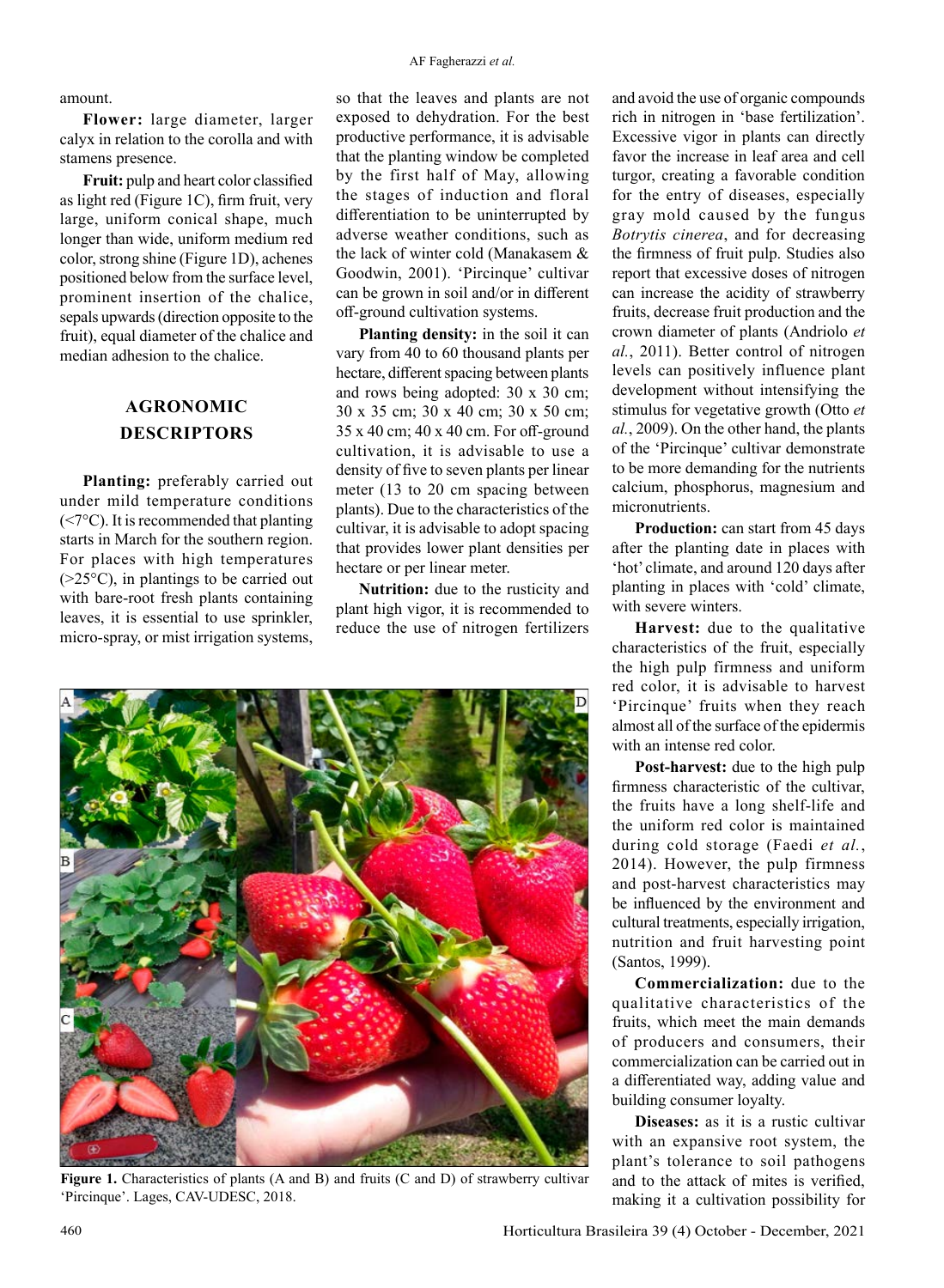amount.

**Flower:** large diameter, larger calyx in relation to the corolla and with stamens presence.

**Fruit:** pulp and heart color classified as light red (Figure 1C), firm fruit, very large, uniform conical shape, much longer than wide, uniform medium red color, strong shine (Figure 1D), achenes positioned below from the surface level, prominent insertion of the chalice, sepals upwards (direction opposite to the fruit), equal diameter of the chalice and median adhesion to the chalice.

## AGRONOMIC DESCRIPTORS

**Planting:** preferably carried out under mild temperature conditions (<7°C). It is recommended that planting starts in March for the southern region. For places with high temperatures (>25°C), in plantings to be carried out with bare-root fresh plants containing leaves, it is essential to use sprinkler, micro-spray, or mist irrigation systems, so that the leaves and plants are not exposed to dehydration. For the best productive performance, it is advisable that the planting window be completed by the first half of May, allowing the stages of induction and floral differentiation to be uninterrupted by adverse weather conditions, such as the lack of winter cold (Manakasem & Goodwin, 2001). 'Pircinque' cultivar can be grown in soil and/or in different off-ground cultivation systems.

**Planting density:** in the soil it can vary from 40 to 60 thousand plants per hectare, different spacing between plants and rows being adopted: 30 x 30 cm; 30 x 35 cm; 30 x 40 cm; 30 x 50 cm; 35 x 40 cm; 40 x 40 cm. For off-ground cultivation, it is advisable to use a density of five to seven plants per linear meter (13 to 20 cm spacing between plants). Due to the characteristics of the cultivar, it is advisable to adopt spacing that provides lower plant densities per hectare or per linear meter.

**Nutrition:** due to the rusticity and plant high vigor, it is recommended to reduce the use of nitrogen fertilizers and avoid the use of organic compounds rich in nitrogen in 'base fertilization'. Excessive vigor in plants can directly favor the increase in leaf area and cell turgor, creating a favorable condition for the entry of diseases, especially gray mold caused by the fungus *Botrytis cinerea*, and for decreasing the firmness of fruit pulp. Studies also report that excessive doses of nitrogen can increase the acidity of strawberry fruits, decrease fruit production and the crown diameter of plants (Andriolo *et al.*, 2011). Better control of nitrogen levels can positively influence plant development without intensifying the stimulus for vegetative growth (Otto *et al.*, 2009). On the other hand, the plants of the 'Pircinque' cultivar demonstrate to be more demanding for the nutrients calcium, phosphorus, magnesium and micronutrients.

**Production:** can start from 45 days after the planting date in places with 'hot' climate, and around 120 days after planting in places with 'cold' climate, with severe winters.

**Harvest:** due to the qualitative characteristics of the fruit, especially the high pulp firmness and uniform red color, it is advisable to harvest 'Pircinque' fruits when they reach almost all of the surface of the epidermis with an intense red color.

**Post-harvest:** due to the high pulp firmness characteristic of the cultivar, the fruits have a long shelf-life and the uniform red color is maintained during cold storage (Faedi *et al.*, 2014). However, the pulp firmness and post-harvest characteristics may be influenced by the environment and cultural treatments, especially irrigation, nutrition and fruit harvesting point (Santos, 1999).

**Commercialization:** due to the qualitative characteristics of the fruits, which meet the main demands of producers and consumers, their commercialization can be carried out in a differentiated way, adding value and building consumer loyalty.

**Diseases:** as it is a rustic cultivar with an expansive root system, the plant's tolerance to soil pathogens and to the attack of mites is verified, making it a cultivation possibility for

**Figure 1.** Characteristics of plants (A and B) and fruits (C and D) of strawberry cultivar 'Pircinque'. Lages, CAV-UDESC, 2018.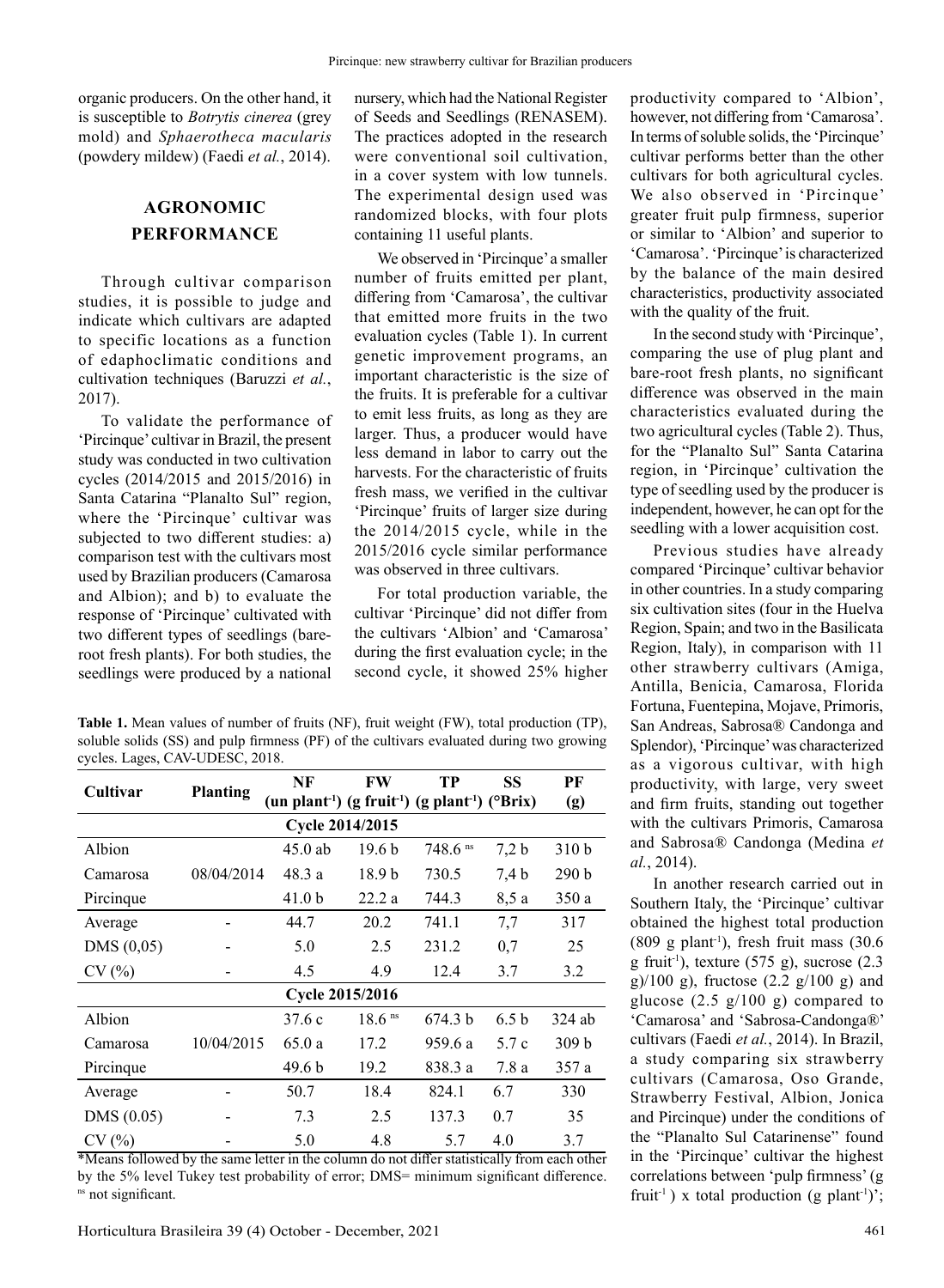organic producers. On the other hand, it is susceptible to *Botrytis cinerea* (grey mold) and *Sphaerotheca macularis* (powdery mildew) (Faedi *et al.*, 2014).

## AGRONOMIC PERFORMANCE

Through cultivar comparison studies, it is possible to judge and indicate which cultivars are adapted to specific locations as a function of edaphoclimatic conditions and cultivation techniques (Baruzzi *et al.*, 2017).

To validate the performance of 'Pircinque' cultivar in Brazil, the present study was conducted in two cultivation cycles (2014/2015 and 2015/2016) in Santa Catarina "Planalto Sul" region, where the 'Pircinque' cultivar was subjected to two different studies: a) comparison test with the cultivars most used by Brazilian producers (Camarosa and Albion); and b) to evaluate the response of 'Pircinque' cultivated with two different types of seedlings (bare-root fresh plants). For both studies, the seedlings were produced by a national nursery, which had the National Register of Seeds and Seedlings (RENASEM). The practices adopted in the research were conventional soil cultivation, in a cover system with low tunnels. The experimental design used was randomized blocks, with four plots containing 11 useful plants.

We observed in 'Pircinque' a smaller number of fruits emitted per plant, differing from 'Camarosa', the cultivar that emitted more fruits in the two evaluation cycles (Table 1). In current genetic improvement programs, an important characteristic is the size of the fruits. It is preferable for a cultivar to emit less fruits, as long as they are larger. Thus, a producer would have less demand in labor to carry out the harvests. For the characteristic of fruits fresh mass, we verified in the cultivar 'Pircinque' fruits of larger size during the 2014/2015 cycle, while in the 2015/2016 cycle similar performance was observed in three cultivars.

For total production variable, the cultivar 'Pircinque' did not differ from the cultivars 'Albion' and 'Camarosa' during the first evaluation cycle; in the second cycle, it showed 25% higher productivity compared to 'Albion', however, not differing from 'Camarosa'. In terms of soluble solids, the 'Pircinque' cultivar performs better than the other cultivars for both agricultural cycles. We also observed in 'Pircinque' greater fruit pulp firmness, superior or similar to 'Albion' and superior to 'Camarosa'. 'Pircinque' is characterized by the balance of the main desired characteristics, productivity associated with the quality of the fruit.

**Table 1.** Mean values of number of fruits (NF), fruit weight (FW), total production (TP), soluble solids (SS) and pulp firmness (PF) of the cultivars evaluated during two growing cycles. Lages, CAV-UDESC, 2018.

| Cultivar | Planting | NF (un plant$^{-1}$) | FW (g fruit$^{-1}$) | TP (g plant$^{-1}$) | SS (°Brix) | PF (g) |
|---|---|---|---|---|---|---|
| **Cycle 2014/2015** | | | | | | |
| Albion | | 45.0 ab | 19.6 b | 748.6 $^{ns}$ | 7,2 b | 310 b |
| Camarosa | 08/04/2014 | 48.3 a | 18.9 b | 730.5 | 7,4 b | 290 b |
| Pircinque | | 41.0 b | 22.2 a | 744.3 | 8,5 a | 350 a |
| Average | - | 44.7 | 20.2 | 741.1 | 7,7 | 317 |
| DMS (0,05) | - | 5.0 | 2.5 | 231.2 | 0,7 | 25 |
| CV (%) | - | 4.5 | 4.9 | 12.4 | 3.7 | 3.2 |
| **Cycle 2015/2016** | | | | | | |
| Albion | | 37.6 c | 18.6 $^{ns}$ | 674.3 b | 6.5 b | 324 ab |
| Camarosa | 10/04/2015 | 65.0 a | 17.2 | 959.6 a | 5.7 c | 309 b |
| Pircinque | | 49.6 b | 19.2 | 838.3 a | 7.8 a | 357 a |
| Average | - | 50.7 | 18.4 | 824.1 | 6.7 | 330 |
| DMS (0.05) | - | 7.3 | 2.5 | 137.3 | 0.7 | 35 |
| CV (%) | - | 5.0 | 4.8 | 5.7 | 4.0 | 3.7 |

*Means followed by the same letter in the column do not differ statistically from each other by the 5% level Tukey test probability of error; DMS= minimum significant difference. $^{ns}$ not significant.

In the second study with 'Pircinque', comparing the use of plug plant and bare-root fresh plants, no significant difference was observed in the main characteristics evaluated during the two agricultural cycles (Table 2). Thus, for the "Planalto Sul" Santa Catarina region, in 'Pircinque' cultivation the type of seedling used by the producer is independent, however, he can opt for the seedling with a lower acquisition cost.

Previous studies have already compared 'Pircinque' cultivar behavior in other countries. In a study comparing six cultivation sites (four in the Huelva Region, Spain; and two in the Basilicata Region, Italy), in comparison with 11 other strawberry cultivars (Amiga, Antilla, Benicia, Camarosa, Florida Fortuna, Fuentepina, Mojave, Primoris, San Andreas, Sabrosa® Candonga and Splendor), 'Pircinque' was characterized as a vigorous cultivar, with high productivity, with large, very sweet and firm fruits, standing out together with the cultivars Primoris, Camarosa and Sabrosa® Candonga (Medina *et al.*, 2014).

In another research carried out in Southern Italy, the 'Pircinque' cultivar obtained the highest total production (809 g plant$^{-1}$), fresh fruit mass (30.6 g fruit$^{-1}$), texture (575 g), sucrose (2.3 g)/100 g), fructose (2.2 g/100 g) and glucose (2.5 g/100 g) compared to 'Camarosa' and 'Sabrosa-Candonga®' cultivars (Faedi *et al.*, 2014). In Brazil, a study comparing six strawberry cultivars (Camarosa, Oso Grande, Strawberry Festival, Albion, Jonica and Pircinque) under the conditions of the "Planalto Sul Catarinense" found in the 'Pircinque' cultivar the highest correlations between 'pulp firmness' (g fruit$^{-1}$ ) x total production (g plant$^{-1}$)';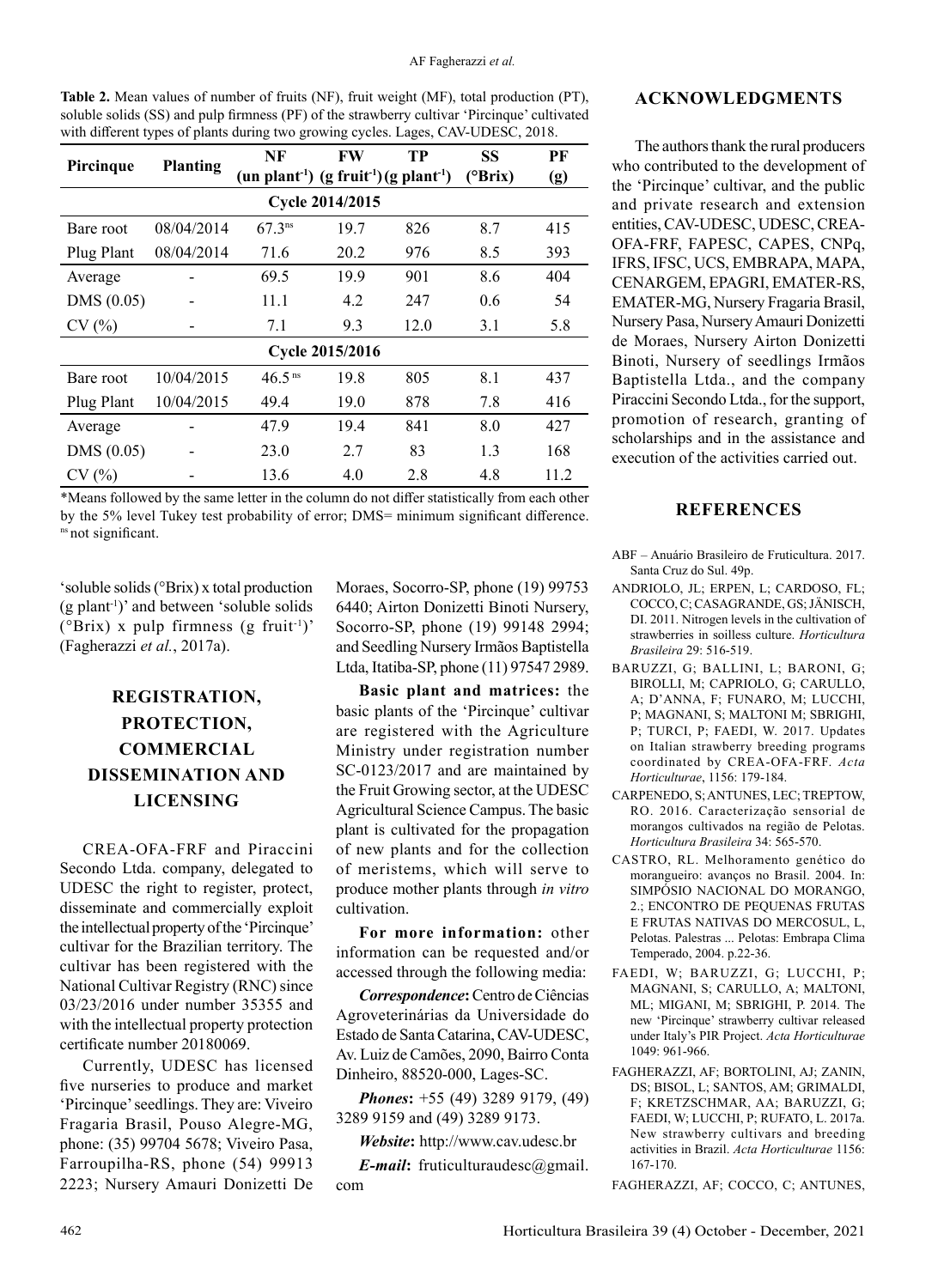**Table 2.** Mean values of number of fruits (NF), fruit weight (MF), total production (PT), soluble solids (SS) and pulp firmness (PF) of the strawberry cultivar 'Pircinque' cultivated with different types of plants during two growing cycles. Lages, CAV-UDESC, 2018.

| Pircinque | Planting | NF (un plant$^{-1}$) | FW (g fruit$^{-1}$) | TP (g plant$^{-1}$) | SS (°Brix) | PF (g) |
|---|---|---|---|---|---|---|
| **Cycle 2014/2015** | | | | | | |
| Bare root | 08/04/2014 | 67.3$^{ns}$ | 19.7 | 826 | 8.7 | 415 |
| Plug Plant | 08/04/2014 | 71.6 | 20.2 | 976 | 8.5 | 393 |
| Average | - | 69.5 | 19.9 | 901 | 8.6 | 404 |
| DMS (0.05) | - | 11.1 | 4.2 | 247 | 0.6 | 54 |
| CV (%) | - | 7.1 | 9.3 | 12.0 | 3.1 | 5.8 |
| **Cycle 2015/2016** | | | | | | |
| Bare root | 10/04/2015 | 46.5$^{ns}$ | 19.8 | 805 | 8.1 | 437 |
| Plug Plant | 10/04/2015 | 49.4 | 19.0 | 878 | 7.8 | 416 |
| Average | - | 47.9 | 19.4 | 841 | 8.0 | 427 |
| DMS (0.05) | - | 23.0 | 2.7 | 83 | 1.3 | 168 |
| CV (%) | - | 13.6 | 4.0 | 2.8 | 4.8 | 11.2 |

*Means followed by the same letter in the column do not differ statistically from each other by the 5% level Tukey test probability of error; DMS= minimum significant difference. $^{ns}$ not significant.

'soluble solids (°Brix) x total production (g plant$^{-1}$)' and between 'soluble solids (°Brix) x pulp firmness (g fruit$^{-1}$)' (Fagherazzi *et al.*, 2017a).

## REGISTRATION, PROTECTION, COMMERCIAL DISSEMINATION AND LICENSING

CREA-OFA-FRF and Piraccini Secondo Ltda. company, delegated to UDESC the right to register, protect, disseminate and commercially exploit the intellectual property of the 'Pircinque' cultivar for the Brazilian territory. The cultivar has been registered with the National Cultivar Registry (RNC) since 03/23/2016 under number 35355 and with the intellectual property protection certificate number 20180069.

Currently, UDESC has licensed five nurseries to produce and market 'Pircinque' seedlings. They are: Viveiro Fragaria Brasil, Pouso Alegre-MG, phone: (35) 99704 5678; Viveiro Pasa, Farroupilha-RS, phone (54) 99913 2223; Nursery Amauri Donizetti De Moraes, Socorro-SP, phone (19) 99753 6440; Airton Donizetti Binoti Nursery, Socorro-SP, phone (19) 99148 2994; and Seedling Nursery Irmãos Baptistella Ltda, Itatiba-SP, phone (11) 97547 2989.

**Basic plant and matrices:** the basic plants of the 'Pircinque' cultivar are registered with the Agriculture Ministry under registration number SC-0123/2017 and are maintained by the Fruit Growing sector, at the UDESC Agricultural Science Campus. The basic plant is cultivated for the propagation of new plants and for the collection of meristems, which will serve to produce mother plants through *in vitro* cultivation.

**For more information:** other information can be requested and/or accessed through the following media:

***Correspondence*:** Centro de Ciências Agroveterinárias da Universidade do Estado de Santa Catarina, CAV-UDESC, Av. Luiz de Camões, 2090, Bairro Conta Dinheiro, 88520-000, Lages-SC.

***Phones*:** +55 (49) 3289 9179, (49) 3289 9159 and (49) 3289 9173.

***Website*:** http://www.cav.udesc.br

***E-mail*:** fruticulturaudesc@gmail.com

## ACKNOWLEDGMENTS

The authors thank the rural producers who contributed to the development of the 'Pircinque' cultivar, and the public and private research and extension entities, CAV-UDESC, UDESC, CREA-OFA-FRF, FAPESC, CAPES, CNPq, IFRS, IFSC, UCS, EMBRAPA, MAPA, CENARGEM, EPAGRI, EMATER-RS, EMATER-MG, Nursery Fragaria Brasil, Nursery Pasa, Nursery Amauri Donizetti de Moraes, Nursery Airton Donizetti Binoti, Nursery of seedlings Irmãos Baptistella Ltda., and the company Piraccini Secondo Ltda., for the support, promotion of research, granting of scholarships and in the assistance and execution of the activities carried out.

## REFERENCES

ABF – Anuário Brasileiro de Fruticultura. 2017. Santa Cruz do Sul. 49p.

ANDRIOLO, JL; ERPEN, L; CARDOSO, FL; COCCO, C; CASAGRANDE, GS; JÄNISCH, DI. 2011. Nitrogen levels in the cultivation of strawberries in soilless culture. *Horticultura Brasileira* 29: 516-519.

BARUZZI, G; BALLINI, L; BARONI, G; BIROLLI, M; CAPRIOLO, G; CARULLO, A; D'ANNA, F; FUNARO, M; LUCCHI, P; MAGNANI, S; MALTONI M; SBRIGHI, P; TURCI, P; FAEDI, W. 2017. Updates on Italian strawberry breeding programs coordinated by CREA-OFA-FRF. *Acta Horticulturae*, 1156: 179-184.

CARPENEDO, S; ANTUNES, LEC; TREPTOW, RO. 2016. Caracterização sensorial de morangos cultivados na região de Pelotas. *Horticultura Brasileira* 34: 565-570.

CASTRO, RL. Melhoramento genético do morangueiro: avanços no Brasil. 2004. In: SIMPÓSIO NACIONAL DO MORANGO, 2.; ENCONTRO DE PEQUENAS FRUTAS E FRUTAS NATIVAS DO MERCOSUL, L, Pelotas. Palestras ... Pelotas: Embrapa Clima Temperado, 2004. p.22-36.

FAEDI, W; BARUZZI, G; LUCCHI, P; MAGNANI, S; CARULLO, A; MALTONI, ML; MIGANI, M; SBRIGHI, P. 2014. The new 'Pircinque' strawberry cultivar released under Italy's PIR Project. *Acta Horticulturae* 1049: 961-966.

FAGHERAZZI, AF; BORTOLINI, AJ; ZANIN, DS; BISOL, L; SANTOS, AM; GRIMALDI, F; KRETZSCHMAR, AA; BARUZZI, G; FAEDI, W; LUCCHI, P; RUFATO, L. 2017a. New strawberry cultivars and breeding activities in Brazil. *Acta Horticulturae* 1156: 167-170.

FAGHERAZZI, AF; COCCO, C; ANTUNES,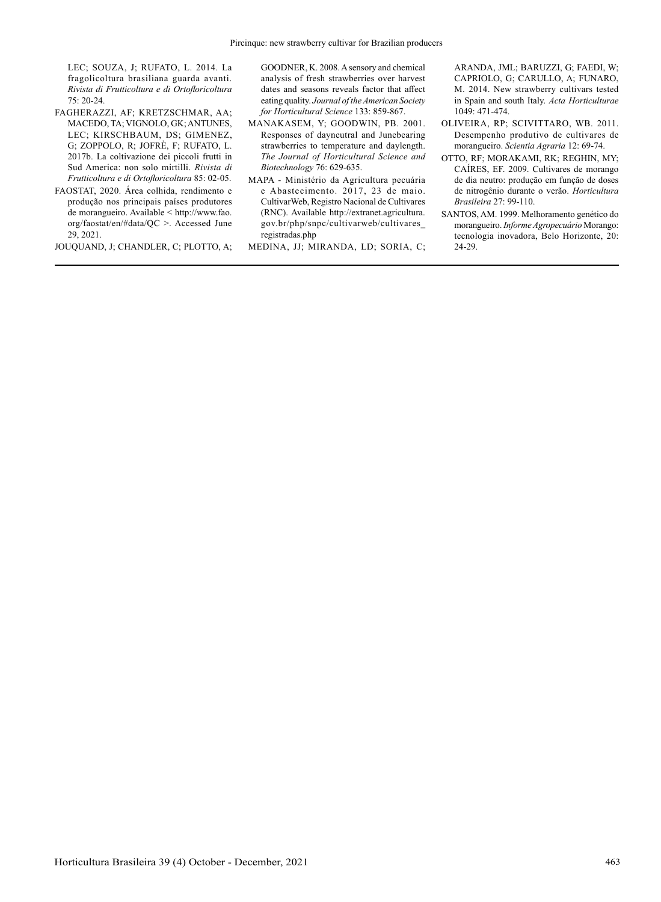LEC; SOUZA, J; RUFATO, L. 2014. La fragolicoltura brasiliana guarda avanti. *Rivista di Frutticoltura e di Ortofloricoltura* 75: 20-24.

FAGHERAZZI, AF; KRETZSCHMAR, AA; MACEDO, TA; VIGNOLO, GK; ANTUNES, LEC; KIRSCHBAUM, DS; GIMENEZ, G; ZOPPOLO, R; JOFRÈ, F; RUFATO, L. 2017b. La coltivazione dei piccoli frutti in Sud America: non solo mirtilli. *Rivista di Frutticoltura e di Ortofloricoltura* 85: 02-05.

FAOSTAT, 2020. Área colhida, rendimento e produção nos principais países produtores de morangueiro. Available < http://www.fao.org/faostat/en/#data/QC >. Accessed June 29, 2021.

JOUQUAND, J; CHANDLER, C; PLOTTO, A; GOODNER, K. 2008. A sensory and chemical analysis of fresh strawberries over harvest dates and seasons reveals factor that affect eating quality. *Journal of the American Society for Horticultural Science* 133: 859-867.

MANAKASEM, Y; GOODWIN, PB. 2001. Responses of dayneutral and Junebearing strawberries to temperature and daylength. *The Journal of Horticultural Science and Biotechnology* 76: 629-635.

MAPA - Ministério da Agricultura pecuária e Abastecimento. 2017, 23 de maio. CultivarWeb, Registro Nacional de Cultivares (RNC). Available http://extranet.agricultura.gov.br/php/snpc/cultivarweb/cultivares_registradas.php

MEDINA, JJ; MIRANDA, LD; SORIA, C; ARANDA, JML; BARUZZI, G; FAEDI, W; CAPRIOLO, G; CARULLO, A; FUNARO, M. 2014. New strawberry cultivars tested in Spain and south Italy. *Acta Horticulturae* 1049: 471-474.

OLIVEIRA, RP; SCIVITTARO, WB. 2011. Desempenho produtivo de cultivares de morangueiro. *Scientia Agraria* 12: 69-74.

OTTO, RF; MORAKAMI, RK; REGHIN, MY; CAÍRES, EF. 2009. Cultivares de morango de dia neutro: produção em função de doses de nitrogênio durante o verão. *Horticultura Brasileira* 27: 99-110.

SANTOS, AM. 1999. Melhoramento genético do morangueiro. *Informe Agropecuário* Morango: tecnologia inovadora, Belo Horizonte, 20: 24-29.